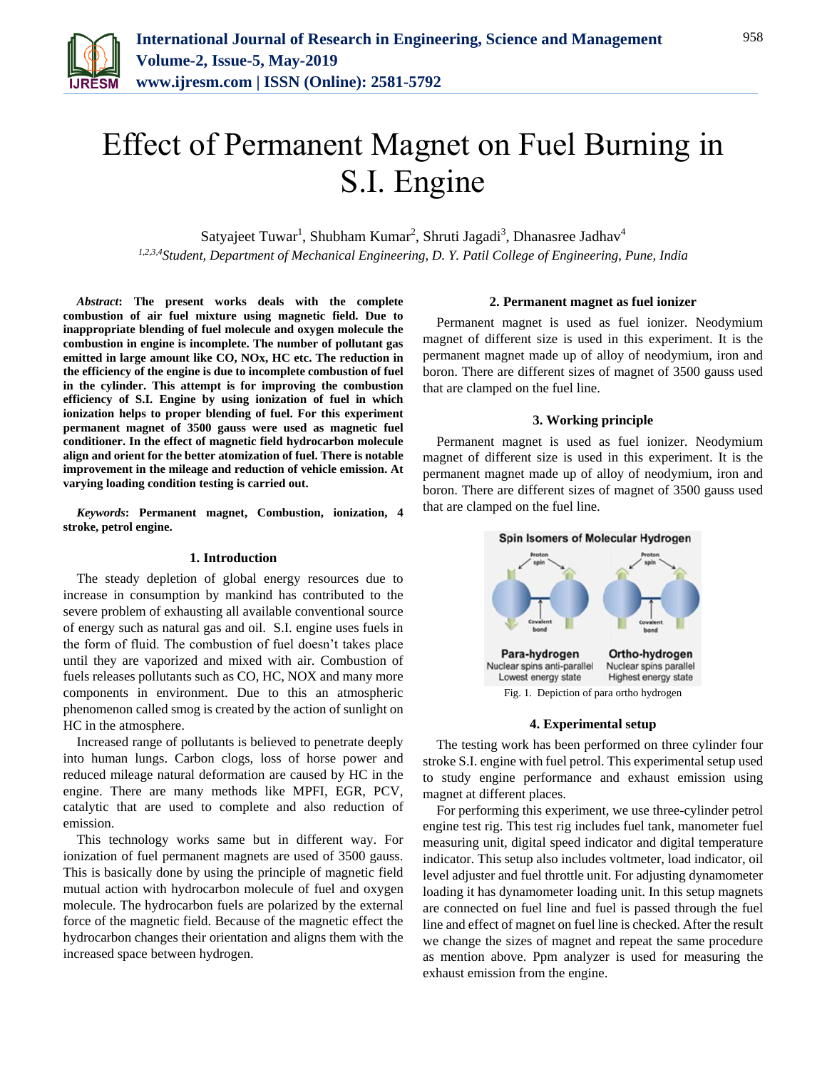# Effect of Permanent Magnet on Fuel Burning in S.I. Engine

Satyajeet Tuwar[1], Shubham Kumar[2], Shruti Jagadi[3], Dhanasree Jadhav[4]

[1,2,3,4]*Student, Department of Mechanical Engineering, D. Y. Patil College of Engineering, Pune, India*

***Abstract*: The present works deals with the complete combustion of air fuel mixture using magnetic field. Due to inappropriate blending of fuel molecule and oxygen molecule the combustion in engine is incomplete. The number of pollutant gas emitted in large amount like CO, NOx, HC etc. The reduction in the efficiency of the engine is due to incomplete combustion of fuel in the cylinder. This attempt is for improving the combustion efficiency of S.I. Engine by using ionization of fuel in which ionization helps to proper blending of fuel. For this experiment permanent magnet of 3500 gauss were used as magnetic fuel conditioner. In the effect of magnetic field hydrocarbon molecule align and orient for the better atomization of fuel. There is notable improvement in the mileage and reduction of vehicle emission. At varying loading condition testing is carried out.**

***Keywords*: Permanent magnet, Combustion, ionization, 4 stroke, petrol engine.**

## 1. Introduction

The steady depletion of global energy resources due to increase in consumption by mankind has contributed to the severe problem of exhausting all available conventional source of energy such as natural gas and oil. S.I. engine uses fuels in the form of fluid. The combustion of fuel doesn't takes place until they are vaporized and mixed with air. Combustion of fuels releases pollutants such as CO, HC, NOX and many more components in environment. Due to this an atmospheric phenomenon called smog is created by the action of sunlight on HC in the atmosphere.

Increased range of pollutants is believed to penetrate deeply into human lungs. Carbon clogs, loss of horse power and reduced mileage natural deformation are caused by HC in the engine. There are many methods like MPFI, EGR, PCV, catalytic that are used to complete and also reduction of emission.

This technology works same but in different way. For ionization of fuel permanent magnets are used of 3500 gauss. This is basically done by using the principle of magnetic field mutual action with hydrocarbon molecule of fuel and oxygen molecule. The hydrocarbon fuels are polarized by the external force of the magnetic field. Because of the magnetic effect the hydrocarbon changes their orientation and aligns them with the increased space between hydrogen.

## 2. Permanent magnet as fuel ionizer

Permanent magnet is used as fuel ionizer. Neodymium magnet of different size is used in this experiment. It is the permanent magnet made up of alloy of neodymium, iron and boron. There are different sizes of magnet of 3500 gauss used that are clamped on the fuel line.

## 3. Working principle

Permanent magnet is used as fuel ionizer. Neodymium magnet of different size is used in this experiment. It is the permanent magnet made up of alloy of neodymium, iron and boron. There are different sizes of magnet of 3500 gauss used that are clamped on the fuel line.

Fig. 1. Depiction of para ortho hydrogen

## 4. Experimental setup

The testing work has been performed on three cylinder four stroke S.I. engine with fuel petrol. This experimental setup used to study engine performance and exhaust emission using magnet at different places.

For performing this experiment, we use three-cylinder petrol engine test rig. This test rig includes fuel tank, manometer fuel measuring unit, digital speed indicator and digital temperature indicator. This setup also includes voltmeter, load indicator, oil level adjuster and fuel throttle unit. For adjusting dynamometer loading it has dynamometer loading unit. In this setup magnets are connected on fuel line and fuel is passed through the fuel line and effect of magnet on fuel line is checked. After the result we change the sizes of magnet and repeat the same procedure as mention above. Ppm analyzer is used for measuring the exhaust emission from the engine.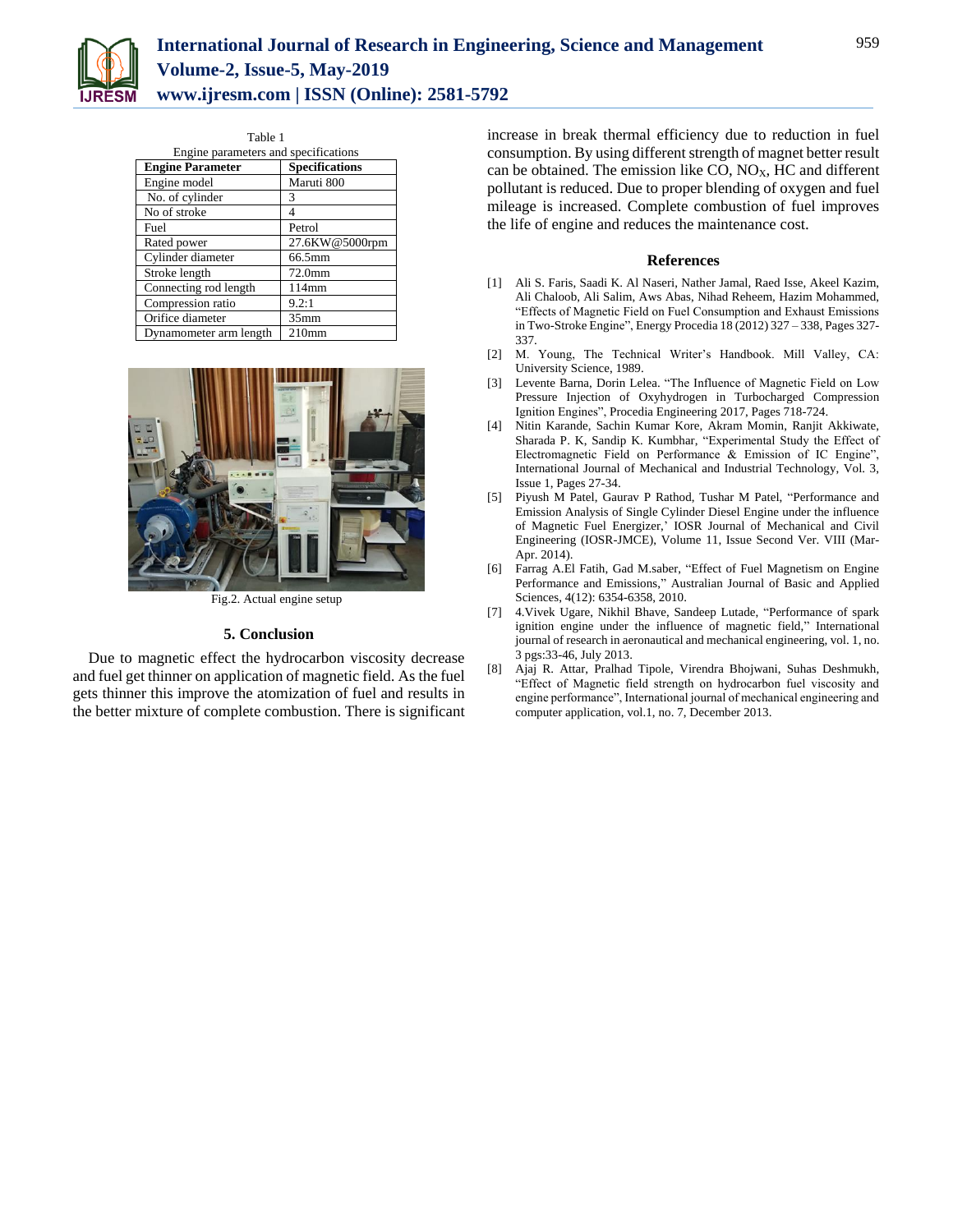Table 1
Engine parameters and specifications

| Engine Parameter | Specifications |
|---|---|
| Engine model | Maruti 800 |
| No. of cylinder | 3 |
| No of stroke | 4 |
| Fuel | Petrol |
| Rated power | 27.6KW@5000rpm |
| Cylinder diameter | 66.5mm |
| Stroke length | 72.0mm |
| Connecting rod length | 114mm |
| Compression ratio | 9.2:1 |
| Orifice diameter | 35mm |
| Dynamometer arm length | 210mm |

Fig.2. Actual engine setup

## 5. Conclusion

Due to magnetic effect the hydrocarbon viscosity decrease and fuel get thinner on application of magnetic field. As the fuel gets thinner this improve the atomization of fuel and results in the better mixture of complete combustion. There is significant increase in break thermal efficiency due to reduction in fuel consumption. By using different strength of magnet better result can be obtained. The emission like CO, $NO_X$, HC and different pollutant is reduced. Due to proper blending of oxygen and fuel mileage is increased. Complete combustion of fuel improves the life of engine and reduces the maintenance cost.

## References

[1] Ali S. Faris, Saadi K. Al Naseri, Nather Jamal, Raed Isse, Akeel Kazim, Ali Chaloob, Ali Salim, Aws Abas, Nihad Reheem, Hazim Mohammed, "Effects of Magnetic Field on Fuel Consumption and Exhaust Emissions in Two-Stroke Engine", Energy Procedia 18 (2012) 327 – 338, Pages 327-337.

[2] M. Young, The Technical Writer's Handbook. Mill Valley, CA: University Science, 1989.

[3] Levente Barna, Dorin Lelea. "The Influence of Magnetic Field on Low Pressure Injection of Oxyhydrogen in Turbocharged Compression Ignition Engines", Procedia Engineering 2017, Pages 718-724.

[4] Nitin Karande, Sachin Kumar Kore, Akram Momin, Ranjit Akkiwate, Sharada P. K, Sandip K. Kumbhar, "Experimental Study the Effect of Electromagnetic Field on Performance & Emission of IC Engine", International Journal of Mechanical and Industrial Technology, Vol. 3, Issue 1, Pages 27-34.

[5] Piyush M Patel, Gaurav P Rathod, Tushar M Patel, "Performance and Emission Analysis of Single Cylinder Diesel Engine under the influence of Magnetic Fuel Energizer,' IOSR Journal of Mechanical and Civil Engineering (IOSR-JMCE), Volume 11, Issue Second Ver. VIII (Mar-Apr. 2014).

[6] Farrag A.El Fatih, Gad M.saber, "Effect of Fuel Magnetism on Engine Performance and Emissions," Australian Journal of Basic and Applied Sciences, 4(12): 6354-6358, 2010.

[7] 4.Vivek Ugare, Nikhil Bhave, Sandeep Lutade, "Performance of spark ignition engine under the influence of magnetic field," International journal of research in aeronautical and mechanical engineering, vol. 1, no. 3 pgs:33-46, July 2013.

[8] Ajaj R. Attar, Pralhad Tipole, Virendra Bhojwani, Suhas Deshmukh, "Effect of Magnetic field strength on hydrocarbon fuel viscosity and engine performance", International journal of mechanical engineering and computer application, vol.1, no. 7, December 2013.